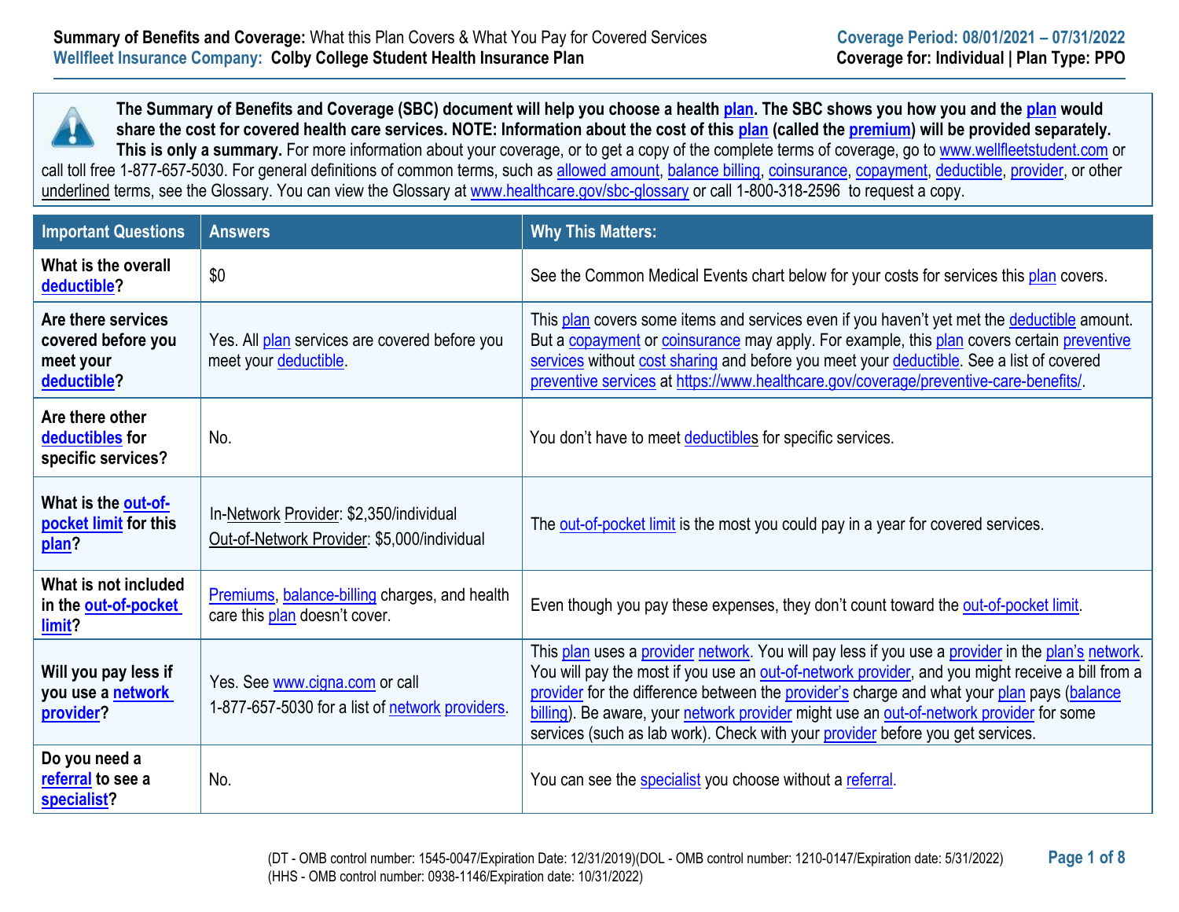**Summary of Benefits and Coverage:** What this Plan Covers & What You Pay for Covered Services
**Wellfleet Insurance Company: Colby College Student Health Insurance Plan**

**Coverage Period: 08/01/2021 – 07/31/2022**
**Coverage for: Individual | Plan Type: PPO**

**The Summary of Benefits and Coverage (SBC) document will help you choose a health plan. The SBC shows you how you and the plan would share the cost for covered health care services. NOTE: Information about the cost of this plan (called the premium) will be provided separately. This is only a summary.** For more information about your coverage, or to get a copy of the complete terms of coverage, go to www.wellfleetstudent.com or call toll free 1-877-657-5030. For general definitions of common terms, such as allowed amount, balance billing, coinsurance, copayment, deductible, provider, or other underlined terms, see the Glossary. You can view the Glossary at www.healthcare.gov/sbc-glossary or call 1-800-318-2596 to request a copy.

| Important Questions | Answers | Why This Matters: |
|---|---|---|
| **What is the overall deductible?** | $0 | See the Common Medical Events chart below for your costs for services this plan covers. |
| **Are there services covered before you meet your deductible?** | Yes. All plan services are covered before you meet your deductible. | This plan covers some items and services even if you haven't yet met the deductible amount. But a copayment or coinsurance may apply. For example, this plan covers certain preventive services without cost sharing and before you meet your deductible. See a list of covered preventive services at https://www.healthcare.gov/coverage/preventive-care-benefits/. |
| **Are there other deductibles for specific services?** | No. | You don't have to meet deductibles for specific services. |
| **What is the out-of-pocket limit for this plan?** | In-Network Provider: $2,350/individual<br>Out-of-Network Provider: $5,000/individual | The out-of-pocket limit is the most you could pay in a year for covered services. |
| **What is not included in the out-of-pocket limit?** | Premiums, balance-billing charges, and health care this plan doesn't cover. | Even though you pay these expenses, they don't count toward the out-of-pocket limit. |
| **Will you pay less if you use a network provider?** | Yes. See www.cigna.com or call 1-877-657-5030 for a list of network providers. | This plan uses a provider network. You will pay less if you use a provider in the plan's network. You will pay the most if you use an out-of-network provider, and you might receive a bill from a provider for the difference between the provider's charge and what your plan pays (balance billing). Be aware, your network provider might use an out-of-network provider for some services (such as lab work). Check with your provider before you get services. |
| **Do you need a referral to see a specialist?** | No. | You can see the specialist you choose without a referral. |

(DT - OMB control number: 1545-0047/Expiration Date: 12/31/2019)(DOL - OMB control number: 1210-0147/Expiration date: 5/31/2022)
(HHS - OMB control number: 0938-1146/Expiration date: 10/31/2022)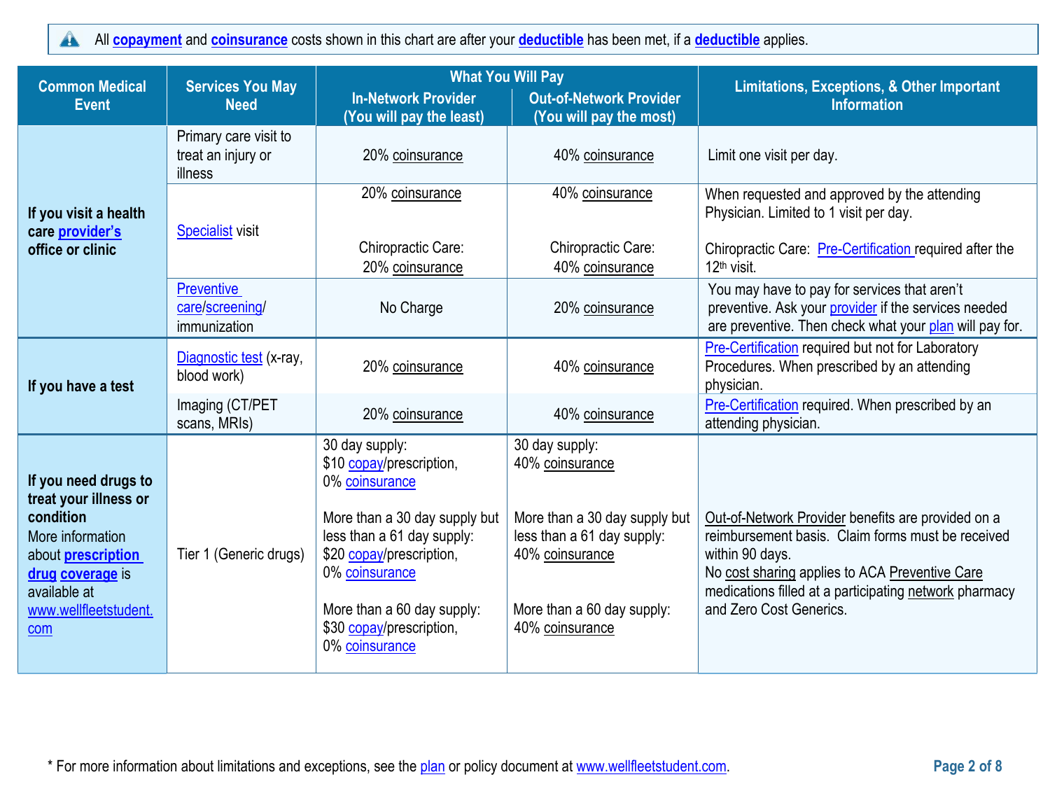All **copayment** and **coinsurance** costs shown in this chart are after your **deductible** has been met, if a **deductible** applies.

| Common Medical Event | Services You May Need | What You Will Pay In-Network Provider (You will pay the least) | What You Will Pay Out-of-Network Provider (You will pay the most) | Limitations, Exceptions, & Other Important Information |
|---|---|---|---|---|
| **If you visit a health care provider's office or clinic** | Primary care visit to treat an injury or illness | 20% coinsurance | 40% coinsurance | Limit one visit per day. |
| | Specialist visit | 20% coinsurance<br><br>Chiropractic Care: 20% coinsurance | 40% coinsurance<br><br>Chiropractic Care: 40% coinsurance | When requested and approved by the attending Physician. Limited to 1 visit per day.<br><br>Chiropractic Care: Pre-Certification required after the 12th visit. |
| | Preventive care/screening/immunization | No Charge | 20% coinsurance | You may have to pay for services that aren't preventive. Ask your provider if the services needed are preventive. Then check what your plan will pay for. |
| **If you have a test** | Diagnostic test (x-ray, blood work) | 20% coinsurance | 40% coinsurance | Pre-Certification required but not for Laboratory Procedures. When prescribed by an attending physician. |
| | Imaging (CT/PET scans, MRIs) | 20% coinsurance | 40% coinsurance | Pre-Certification required. When prescribed by an attending physician. |
| **If you need drugs to treat your illness or condition** More information about **prescription drug coverage** is available at www.wellfleetstudent.com | Tier 1 (Generic drugs) | 30 day supply: $10 copay/prescription, 0% coinsurance<br><br>More than a 30 day supply but less than a 61 day supply: $20 copay/prescription, 0% coinsurance<br><br>More than a 60 day supply: $30 copay/prescription, 0% coinsurance | 30 day supply: 40% coinsurance<br><br>More than a 30 day supply but less than a 61 day supply: 40% coinsurance<br><br>More than a 60 day supply: 40% coinsurance | Out-of-Network Provider benefits are provided on a reimbursement basis. Claim forms must be received within 90 days.<br>No cost sharing applies to ACA Preventive Care medications filled at a participating network pharmacy and Zero Cost Generics. |

\* For more information about limitations and exceptions, see the plan or policy document at www.wellfleetstudent.com.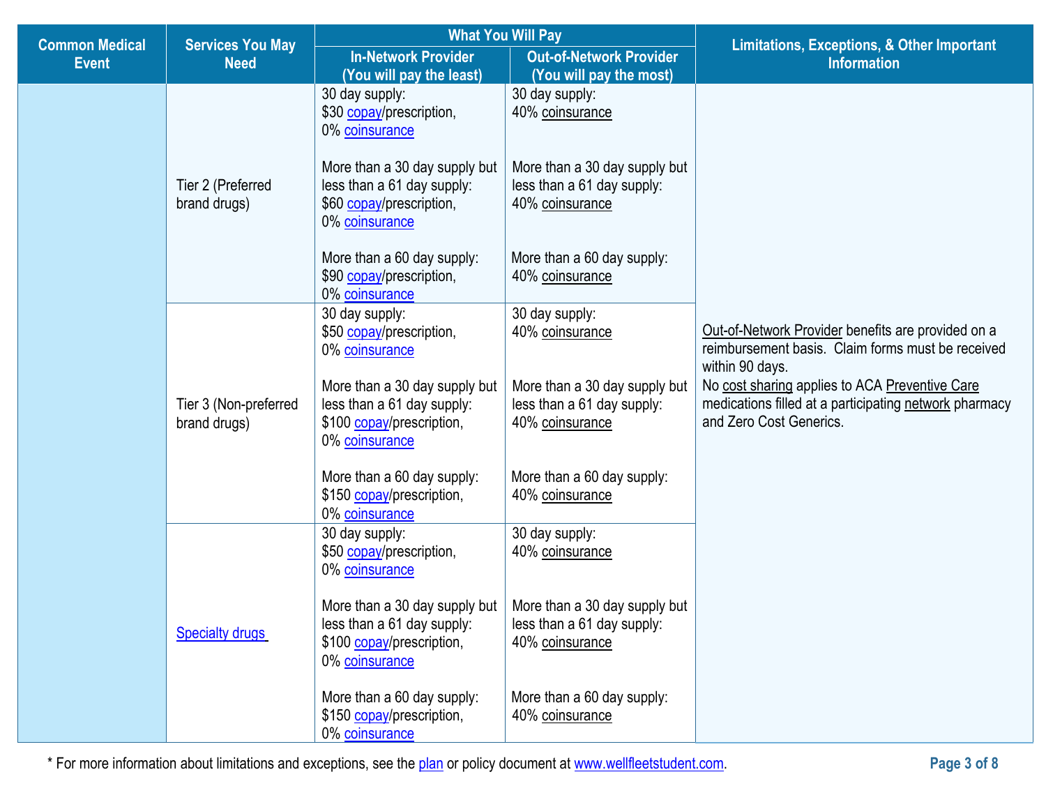| Common Medical Event | Services You May Need | What You Will Pay | | Limitations, Exceptions, & Other Important Information |
|---|---|---|---|---|
| | | In-Network Provider (You will pay the least) | Out-of-Network Provider (You will pay the most) | |
| | Tier 2 (Preferred brand drugs) | 30 day supply: $30 copay/prescription, 0% coinsurance<br><br>More than a 30 day supply but less than a 61 day supply: $60 copay/prescription, 0% coinsurance<br><br>More than a 60 day supply: $90 copay/prescription, 0% coinsurance | 30 day supply: 40% coinsurance<br><br>More than a 30 day supply but less than a 61 day supply: 40% coinsurance<br><br>More than a 60 day supply: 40% coinsurance | Out-of-Network Provider benefits are provided on a reimbursement basis. Claim forms must be received within 90 days.<br>No cost sharing applies to ACA Preventive Care medications filled at a participating network pharmacy and Zero Cost Generics. |
| | Tier 3 (Non-preferred brand drugs) | 30 day supply: $50 copay/prescription, 0% coinsurance<br><br>More than a 30 day supply but less than a 61 day supply: $100 copay/prescription, 0% coinsurance<br><br>More than a 60 day supply: $150 copay/prescription, 0% coinsurance | 30 day supply: 40% coinsurance<br><br>More than a 30 day supply but less than a 61 day supply: 40% coinsurance<br><br>More than a 60 day supply: 40% coinsurance | |
| | Specialty drugs | 30 day supply: $50 copay/prescription, 0% coinsurance<br><br>More than a 30 day supply but less than a 61 day supply: $100 copay/prescription, 0% coinsurance<br><br>More than a 60 day supply: $150 copay/prescription, 0% coinsurance | 30 day supply: 40% coinsurance<br><br>More than a 30 day supply but less than a 61 day supply: 40% coinsurance<br><br>More than a 60 day supply: 40% coinsurance | |

* For more information about limitations and exceptions, see the plan or policy document at www.wellfleetstudent.com.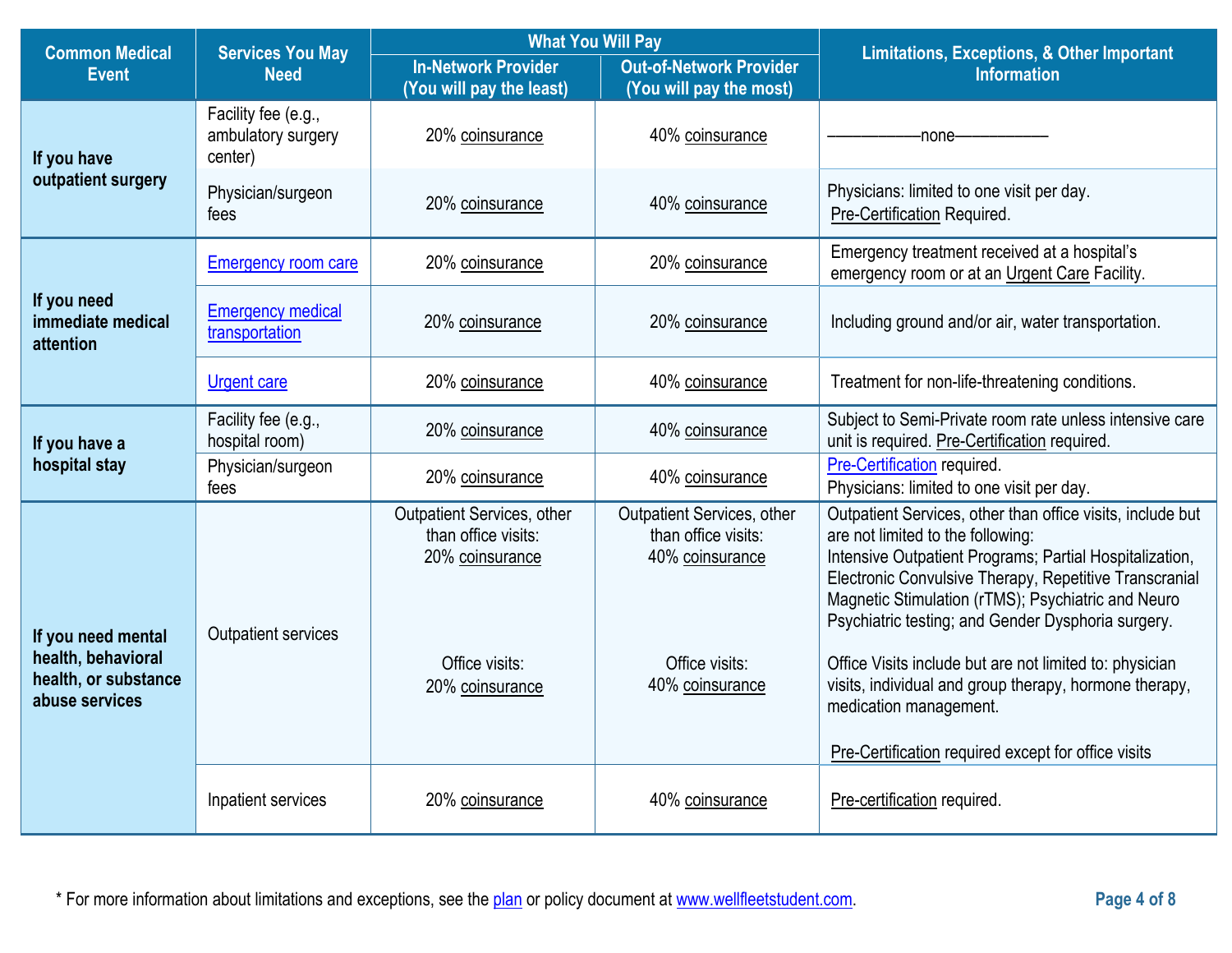| Common Medical Event | Services You May Need | What You Will Pay | | Limitations, Exceptions, & Other Important Information |
|---|---|---|---|---|
| | | In-Network Provider (You will pay the least) | Out-of-Network Provider (You will pay the most) | |
| If you have outpatient surgery | Facility fee (e.g., ambulatory surgery center) | 20% coinsurance | 40% coinsurance | ——————none—————— |
| | Physician/surgeon fees | 20% coinsurance | 40% coinsurance | Physicians: limited to one visit per day. Pre-Certification Required. |
| If you need immediate medical attention | Emergency room care | 20% coinsurance | 20% coinsurance | Emergency treatment received at a hospital's emergency room or at an Urgent Care Facility. |
| | Emergency medical transportation | 20% coinsurance | 20% coinsurance | Including ground and/or air, water transportation. |
| | Urgent care | 20% coinsurance | 40% coinsurance | Treatment for non-life-threatening conditions. |
| If you have a hospital stay | Facility fee (e.g., hospital room) | 20% coinsurance | 40% coinsurance | Subject to Semi-Private room rate unless intensive care unit is required. Pre-Certification required. |
| | Physician/surgeon fees | 20% coinsurance | 40% coinsurance | Pre-Certification required. Physicians: limited to one visit per day. |
| If you need mental health, behavioral health, or substance abuse services | Outpatient services | Outpatient Services, other than office visits: 20% coinsurance<br><br>Office visits: 20% coinsurance | Outpatient Services, other than office visits: 40% coinsurance<br><br>Office visits: 40% coinsurance | Outpatient Services, other than office visits, include but are not limited to the following: Intensive Outpatient Programs; Partial Hospitalization, Electronic Convulsive Therapy, Repetitive Transcranial Magnetic Stimulation (rTMS); Psychiatric and Neuro Psychiatric testing; and Gender Dysphoria surgery.<br><br>Office Visits include but are not limited to: physician visits, individual and group therapy, hormone therapy, medication management.<br><br>Pre-Certification required except for office visits |
| | Inpatient services | 20% coinsurance | 40% coinsurance | Pre-certification required. |

* For more information about limitations and exceptions, see the plan or policy document at www.wellfleetstudent.com.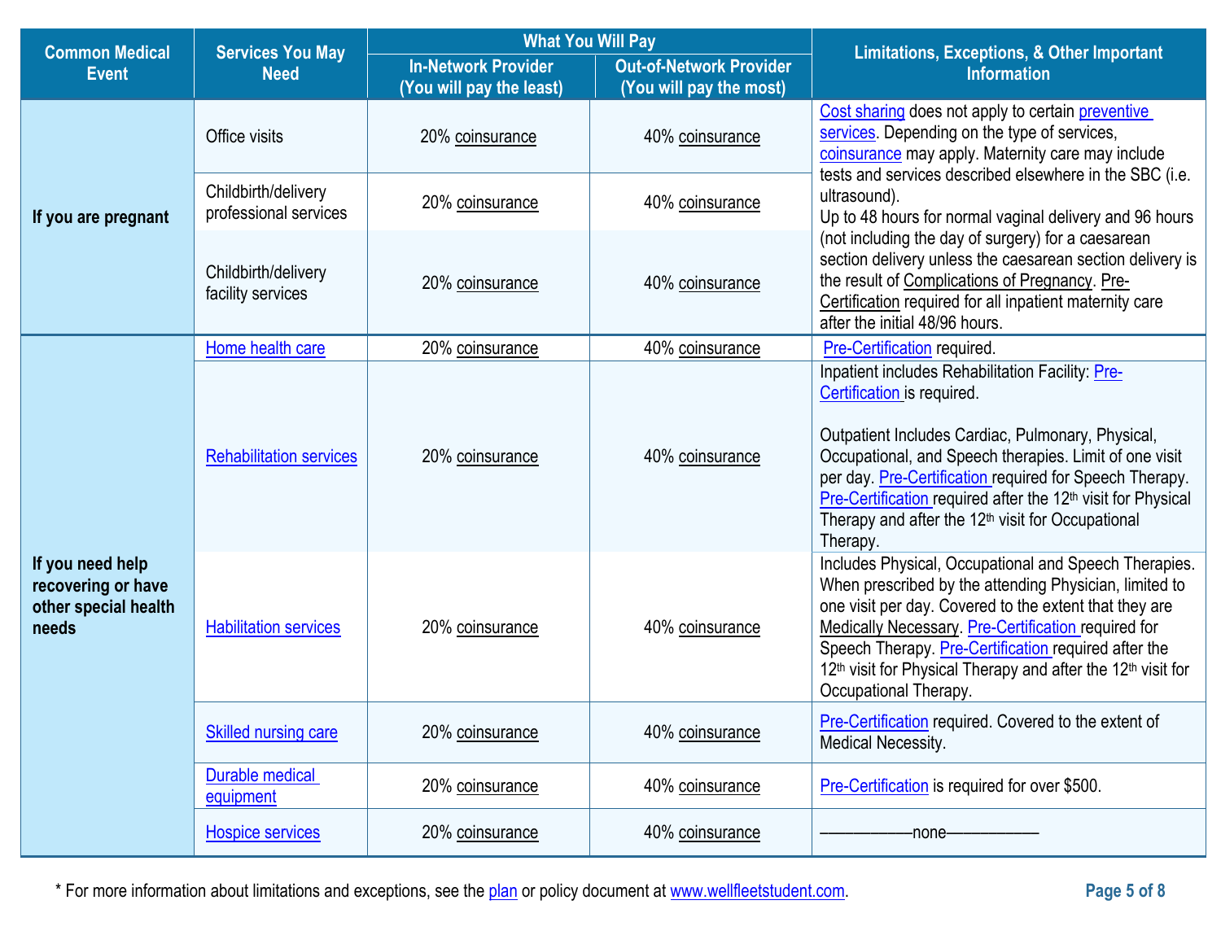| Common Medical Event | Services You May Need | What You Will Pay | | Limitations, Exceptions, & Other Important Information |
|---|---|---|---|---|
| | | In-Network Provider (You will pay the least) | Out-of-Network Provider (You will pay the most) | |
| If you are pregnant | Office visits | 20% coinsurance | 40% coinsurance | Cost sharing does not apply to certain preventive services. Depending on the type of services, coinsurance may apply. Maternity care may include tests and services described elsewhere in the SBC (i.e. ultrasound). Up to 48 hours for normal vaginal delivery and 96 hours (not including the day of surgery) for a caesarean section delivery unless the caesarean section delivery is the result of Complications of Pregnancy. Pre-Certification required for all inpatient maternity care after the initial 48/96 hours. |
| | Childbirth/delivery professional services | 20% coinsurance | 40% coinsurance | |
| | Childbirth/delivery facility services | 20% coinsurance | 40% coinsurance | |
| If you need help recovering or have other special health needs | Home health care | 20% coinsurance | 40% coinsurance | Pre-Certification required. |
| | Rehabilitation services | 20% coinsurance | 40% coinsurance | Inpatient includes Rehabilitation Facility: Pre-Certification is required.<br><br>Outpatient Includes Cardiac, Pulmonary, Physical, Occupational, and Speech therapies. Limit of one visit per day. Pre-Certification required for Speech Therapy. Pre-Certification required after the 12th visit for Physical Therapy and after the 12th visit for Occupational Therapy. |
| | Habilitation services | 20% coinsurance | 40% coinsurance | Includes Physical, Occupational and Speech Therapies. When prescribed by the attending Physician, limited to one visit per day. Covered to the extent that they are Medically Necessary. Pre-Certification required for Speech Therapy. Pre-Certification required after the 12th visit for Physical Therapy and after the 12th visit for Occupational Therapy. |
| | Skilled nursing care | 20% coinsurance | 40% coinsurance | Pre-Certification required. Covered to the extent of Medical Necessity. |
| | Durable medical equipment | 20% coinsurance | 40% coinsurance | Pre-Certification is required for over $500. |
| | Hospice services | 20% coinsurance | 40% coinsurance | ———————none——————— |

* For more information about limitations and exceptions, see the plan or policy document at www.wellfleetstudent.com.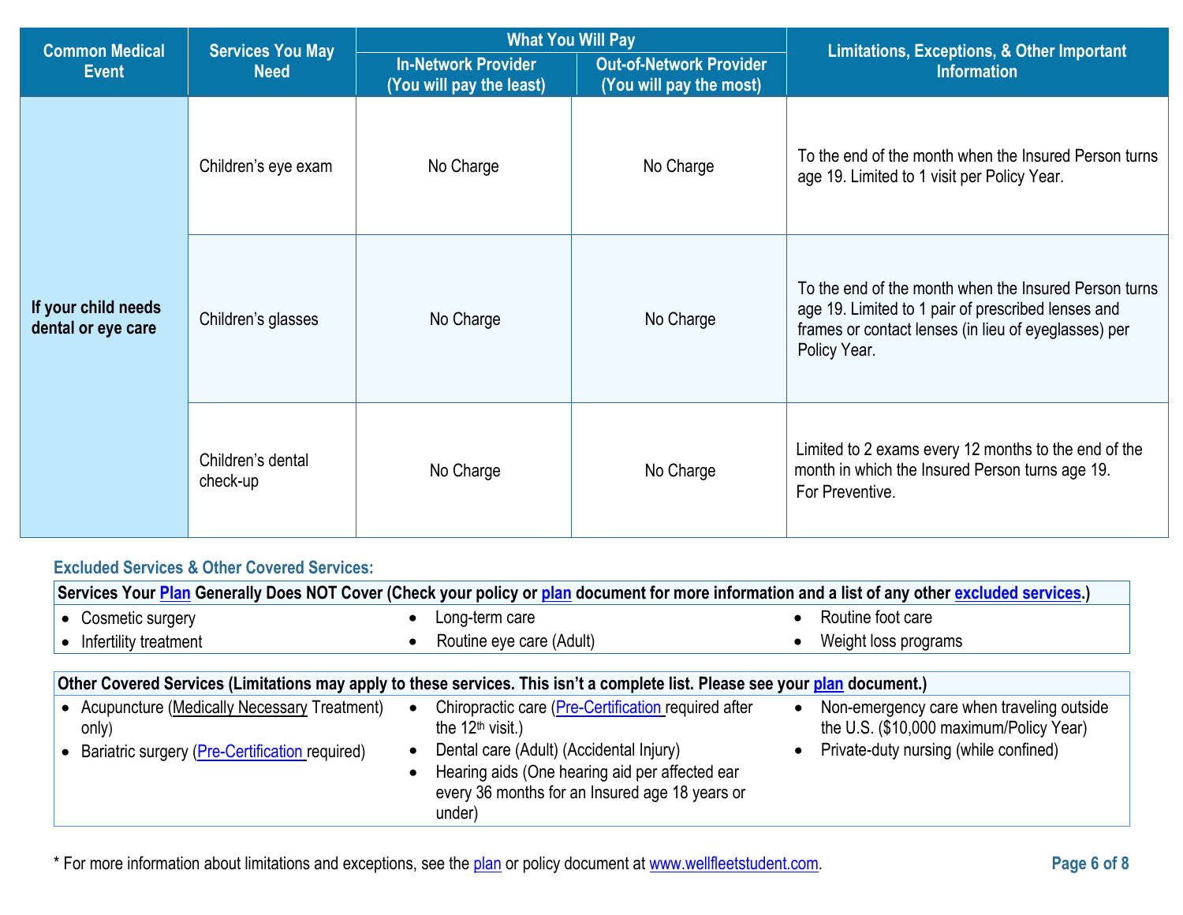| Common Medical Event | Services You May Need | What You Will Pay | | Limitations, Exceptions, & Other Important Information |
|---|---|---|---|---|
| | | In-Network Provider (You will pay the least) | Out-of-Network Provider (You will pay the most) | |
| **If your child needs dental or eye care** | Children's eye exam | No Charge | No Charge | To the end of the month when the Insured Person turns age 19. Limited to 1 visit per Policy Year. |
| | Children's glasses | No Charge | No Charge | To the end of the month when the Insured Person turns age 19. Limited to 1 pair of prescribed lenses and frames or contact lenses (in lieu of eyeglasses) per Policy Year. |
| | Children's dental check-up | No Charge | No Charge | Limited to 2 exams every 12 months to the end of the month in which the Insured Person turns age 19. For Preventive. |

### Excluded Services & Other Covered Services:

**Services Your Plan Generally Does NOT Cover (Check your policy or plan document for more information and a list of any other excluded services.)**

- Cosmetic surgery
- Infertility treatment
- Long-term care
- Routine eye care (Adult)
- Routine foot care
- Weight loss programs

**Other Covered Services (Limitations may apply to these services. This isn't a complete list. Please see your plan document.)**

- Acupuncture (Medically Necessary Treatment) only)
- Bariatric surgery (Pre-Certification required)
- Chiropractic care (Pre-Certification required after the 12th visit.)
- Dental care (Adult) (Accidental Injury)
- Hearing aids (One hearing aid per affected ear every 36 months for an Insured age 18 years or under)
- Non-emergency care when traveling outside the U.S. ($10,000 maximum/Policy Year)
- Private-duty nursing (while confined)

* For more information about limitations and exceptions, see the plan or policy document at www.wellfleetstudent.com.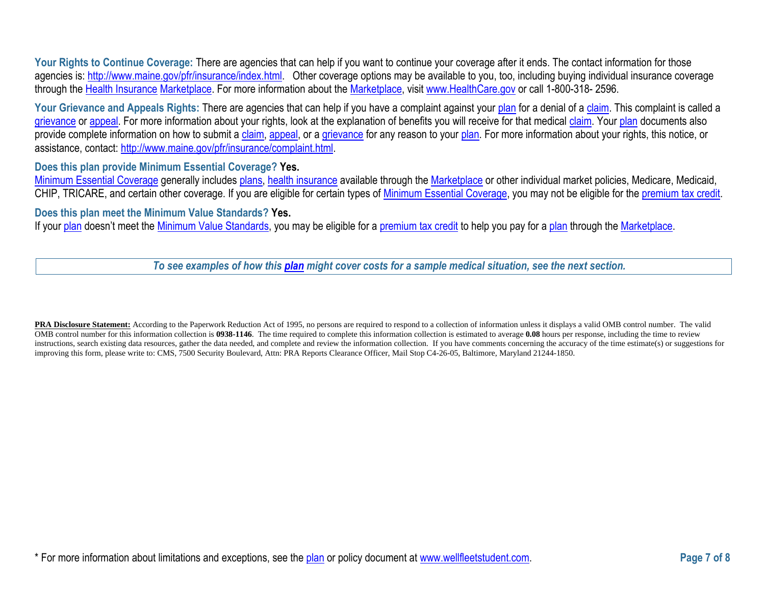**Your Rights to Continue Coverage:** There are agencies that can help if you want to continue your coverage after it ends. The contact information for those agencies is: http://www.maine.gov/pfr/insurance/index.html. Other coverage options may be available to you, too, including buying individual insurance coverage through the Health Insurance Marketplace. For more information about the Marketplace, visit www.HealthCare.gov or call 1-800-318- 2596.

**Your Grievance and Appeals Rights:** There are agencies that can help if you have a complaint against your plan for a denial of a claim. This complaint is called a grievance or appeal. For more information about your rights, look at the explanation of benefits you will receive for that medical claim. Your plan documents also provide complete information on how to submit a claim, appeal, or a grievance for any reason to your plan. For more information about your rights, this notice, or assistance, contact: http://www.maine.gov/pfr/insurance/complaint.html.

**Does this plan provide Minimum Essential Coverage? Yes.**

Minimum Essential Coverage generally includes plans, health insurance available through the Marketplace or other individual market policies, Medicare, Medicaid, CHIP, TRICARE, and certain other coverage. If you are eligible for certain types of Minimum Essential Coverage, you may not be eligible for the premium tax credit.

**Does this plan meet the Minimum Value Standards? Yes.**

If your plan doesn't meet the Minimum Value Standards, you may be eligible for a premium tax credit to help you pay for a plan through the Marketplace.

***To see examples of how this plan might cover costs for a sample medical situation, see the next section.***

**PRA Disclosure Statement:** According to the Paperwork Reduction Act of 1995, no persons are required to respond to a collection of information unless it displays a valid OMB control number. The valid OMB control number for this information collection is **0938-1146**. The time required to complete this information collection is estimated to average **0.08** hours per response, including the time to review instructions, search existing data resources, gather the data needed, and complete and review the information collection. If you have comments concerning the accuracy of the time estimate(s) or suggestions for improving this form, please write to: CMS, 7500 Security Boulevard, Attn: PRA Reports Clearance Officer, Mail Stop C4-26-05, Baltimore, Maryland 21244-1850.

* For more information about limitations and exceptions, see the plan or policy document at www.wellfleetstudent.com.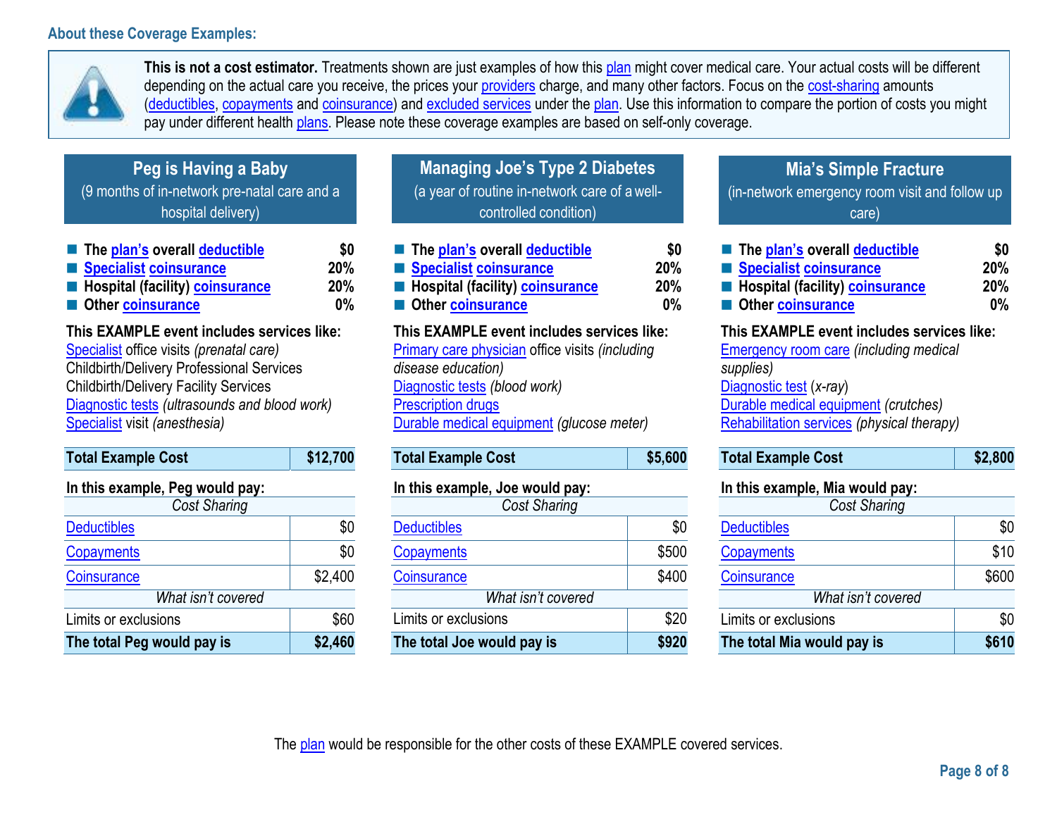### About these Coverage Examples:

**This is not a cost estimator.** Treatments shown are just examples of how this plan might cover medical care. Your actual costs will be different depending on the actual care you receive, the prices your providers charge, and many other factors. Focus on the cost-sharing amounts (deductibles, copayments and coinsurance) and excluded services under the plan. Use this information to compare the portion of costs you might pay under different health plans. Please note these coverage examples are based on self-only coverage.

## Peg is Having a Baby

(9 months of in-network pre-natal care and a hospital delivery)

- **The plan's overall deductible** — **$0**
- **Specialist coinsurance** — **20%**
- **Hospital (facility) coinsurance** — **20%**
- **Other coinsurance** — **0%**

**This EXAMPLE event includes services like:**

Specialist office visits *(prenatal care)*
Childbirth/Delivery Professional Services
Childbirth/Delivery Facility Services
Diagnostic tests *(ultrasounds and blood work)*
Specialist visit *(anesthesia)*

| **Total Example Cost** | **$12,700** |
|---|---|

**In this example, Peg would pay:**

| *Cost Sharing* | |
|---|---|
| Deductibles | $0 |
| Copayments | $0 |
| Coinsurance | $2,400 |
| *What isn't covered* | |
| Limits or exclusions | $60 |
| **The total Peg would pay is** | **$2,460** |

## Managing Joe's Type 2 Diabetes

(a year of routine in-network care of a well-controlled condition)

- **The plan's overall deductible** — **$0**
- **Specialist coinsurance** — **20%**
- **Hospital (facility) coinsurance** — **20%**
- **Other coinsurance** — **0%**

**This EXAMPLE event includes services like:**

Primary care physician office visits *(including disease education)*
Diagnostic tests *(blood work)*
Prescription drugs
Durable medical equipment *(glucose meter)*

| **Total Example Cost** | **$5,600** |
|---|---|

**In this example, Joe would pay:**

| *Cost Sharing* | |
|---|---|
| Deductibles | $0 |
| Copayments | $500 |
| Coinsurance | $400 |
| *What isn't covered* | |
| Limits or exclusions | $20 |
| **The total Joe would pay is** | **$920** |

## Mia's Simple Fracture

(in-network emergency room visit and follow up care)

- **The plan's overall deductible** — **$0**
- **Specialist coinsurance** — **20%**
- **Hospital (facility) coinsurance** — **20%**
- **Other coinsurance** — **0%**

**This EXAMPLE event includes services like:**

Emergency room care *(including medical supplies)*
Diagnostic test *(x-ray)*
Durable medical equipment *(crutches)*
Rehabilitation services *(physical therapy)*

| **Total Example Cost** | **$2,800** |
|---|---|

**In this example, Mia would pay:**

| *Cost Sharing* | |
|---|---|
| Deductibles | $0 |
| Copayments | $10 |
| Coinsurance | $600 |
| *What isn't covered* | |
| Limits or exclusions | $0 |
| **The total Mia would pay is** | **$610** |

The plan would be responsible for the other costs of these EXAMPLE covered services.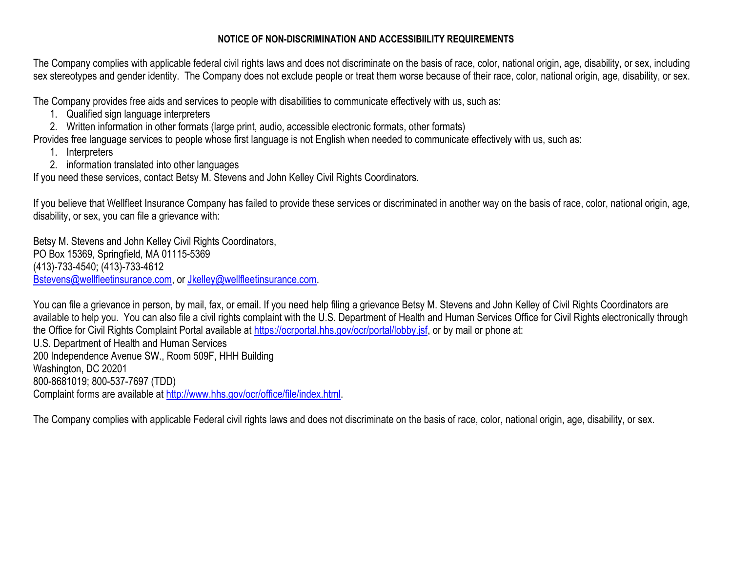**NOTICE OF NON-DISCRIMINATION AND ACCESSIBIILITY REQUIREMENTS**

The Company complies with applicable federal civil rights laws and does not discriminate on the basis of race, color, national origin, age, disability, or sex, including sex stereotypes and gender identity. The Company does not exclude people or treat them worse because of their race, color, national origin, age, disability, or sex.

The Company provides free aids and services to people with disabilities to communicate effectively with us, such as:

1. Qualified sign language interpreters
2. Written information in other formats (large print, audio, accessible electronic formats, other formats)

Provides free language services to people whose first language is not English when needed to communicate effectively with us, such as:

1. Interpreters
2. information translated into other languages

If you need these services, contact Betsy M. Stevens and John Kelley Civil Rights Coordinators.

If you believe that Wellfleet Insurance Company has failed to provide these services or discriminated in another way on the basis of race, color, national origin, age, disability, or sex, you can file a grievance with:

Betsy M. Stevens and John Kelley Civil Rights Coordinators,
PO Box 15369, Springfield, MA 01115-5369
(413)-733-4540; (413)-733-4612
Bstevens@wellfleetinsurance.com, or Jkelley@wellfleetinsurance.com.

You can file a grievance in person, by mail, fax, or email. If you need help filing a grievance Betsy M. Stevens and John Kelley of Civil Rights Coordinators are available to help you. You can also file a civil rights complaint with the U.S. Department of Health and Human Services Office for Civil Rights electronically through the Office for Civil Rights Complaint Portal available at https://ocrportal.hhs.gov/ocr/portal/lobby.jsf, or by mail or phone at:
U.S. Department of Health and Human Services
200 Independence Avenue SW., Room 509F, HHH Building
Washington, DC 20201
800-8681019; 800-537-7697 (TDD)
Complaint forms are available at http://www.hhs.gov/ocr/office/file/index.html.

The Company complies with applicable Federal civil rights laws and does not discriminate on the basis of race, color, national origin, age, disability, or sex.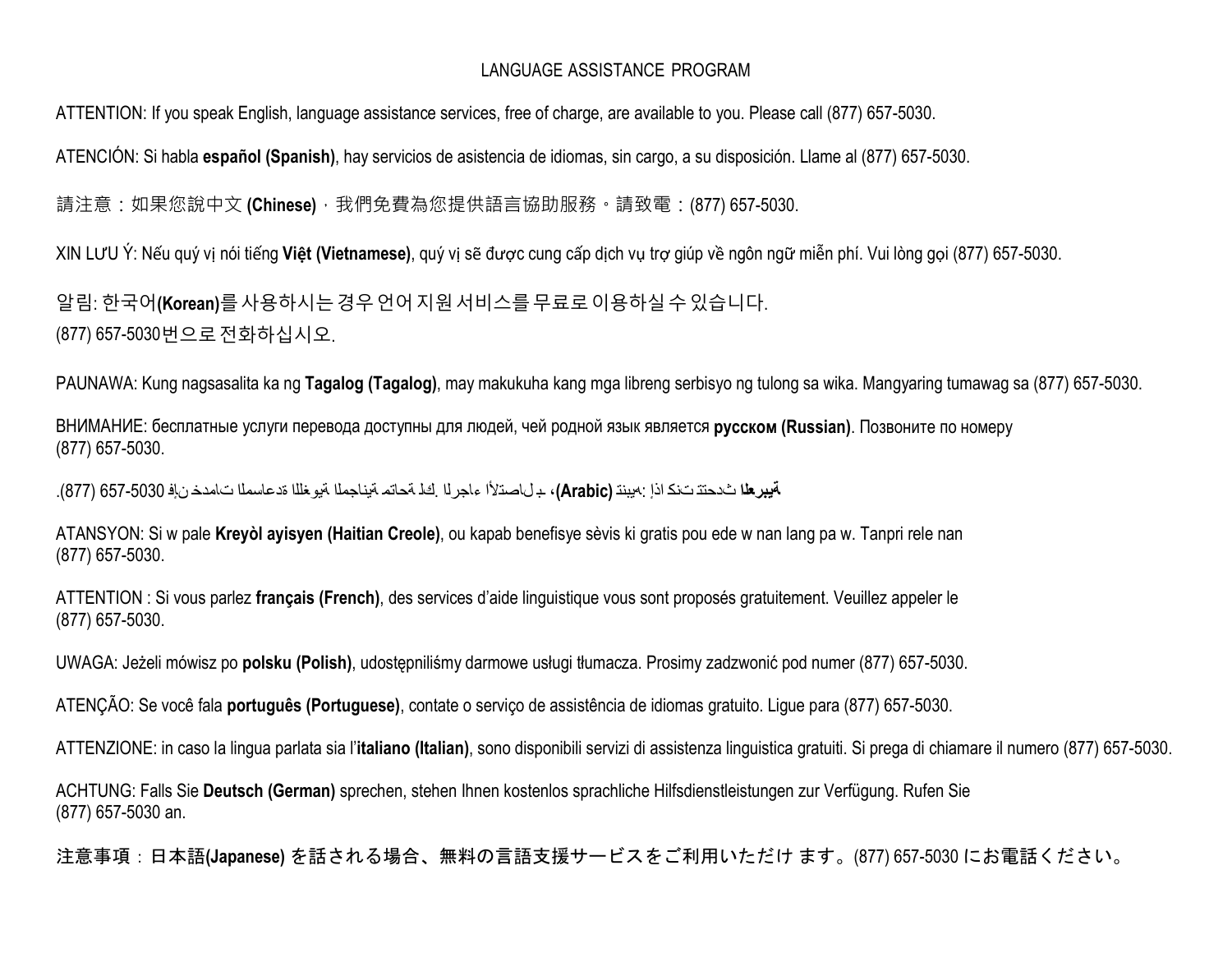LANGUAGE ASSISTANCE PROGRAM

ATTENTION: If you speak English, language assistance services, free of charge, are available to you. Please call (877) 657-5030.

ATENCIÓN: Si habla **español (Spanish)**, hay servicios de asistencia de idiomas, sin cargo, a su disposición. Llame al (877) 657-5030.

請注意：如果您說中文 **(Chinese)**，我們免費為您提供語言協助服務。請致電：(877) 657-5030.

XIN LƯU Ý: Nếu quý vị nói tiếng **Việt (Vietnamese)**, quý vị sẽ được cung cấp dịch vụ trợ giúp về ngôn ngữ miễn phí. Vui lòng gọi (877) 657-5030.

알림: 한국어**(Korean)**를 사용하시는 경우 언어 지원 서비스를 무료로 이용하실 수 있습니다.
(877) 657-5030번으로 전화하십시오.

PAUNAWA: Kung nagsasalita ka ng **Tagalog (Tagalog)**, may makukuha kang mga libreng serbisyo ng tulong sa wika. Mangyaring tumawag sa (877) 657-5030.

ВНИМАНИЕ: бесплатные услуги перевода доступны для людей, чей родной язык является **русском (Russian)**. Позвоните по номеру
(877) 657-5030.

تنبيه: إذا كنت تتحدث **العربية (Arabic)**، فإن خدمات المساعدة اللغوية المجانية متاحة لك. الرجاء الاتصال بـ (877) 657-5030.

ATANSYON: Si w pale **Kreyòl ayisyen (Haitian Creole)**, ou kapab benefisye sèvis ki gratis pou ede w nan lang pa w. Tanpri rele nan
(877) 657-5030.

ATTENTION : Si vous parlez **français (French)**, des services d'aide linguistique vous sont proposés gratuitement. Veuillez appeler le
(877) 657-5030.

UWAGA: Jeżeli mówisz po **polsku (Polish)**, udostępniliśmy darmowe usługi tłumacza. Prosimy zadzwonić pod numer (877) 657-5030.

ATENÇÃO: Se você fala **português (Portuguese)**, contate o serviço de assistência de idiomas gratuito. Ligue para (877) 657-5030.

ATTENZIONE: in caso la lingua parlata sia l'**italiano (Italian)**, sono disponibili servizi di assistenza linguistica gratuiti. Si prega di chiamare il numero (877) 657-5030.

ACHTUNG: Falls Sie **Deutsch (German)** sprechen, stehen Ihnen kostenlos sprachliche Hilfsdienstleistungen zur Verfügung. Rufen Sie
(877) 657-5030 an.

注意事項：日本語**(Japanese)** を話される場合、無料の言語支援サービスをご利用いただけ ます。(877) 657-5030 にお電話ください。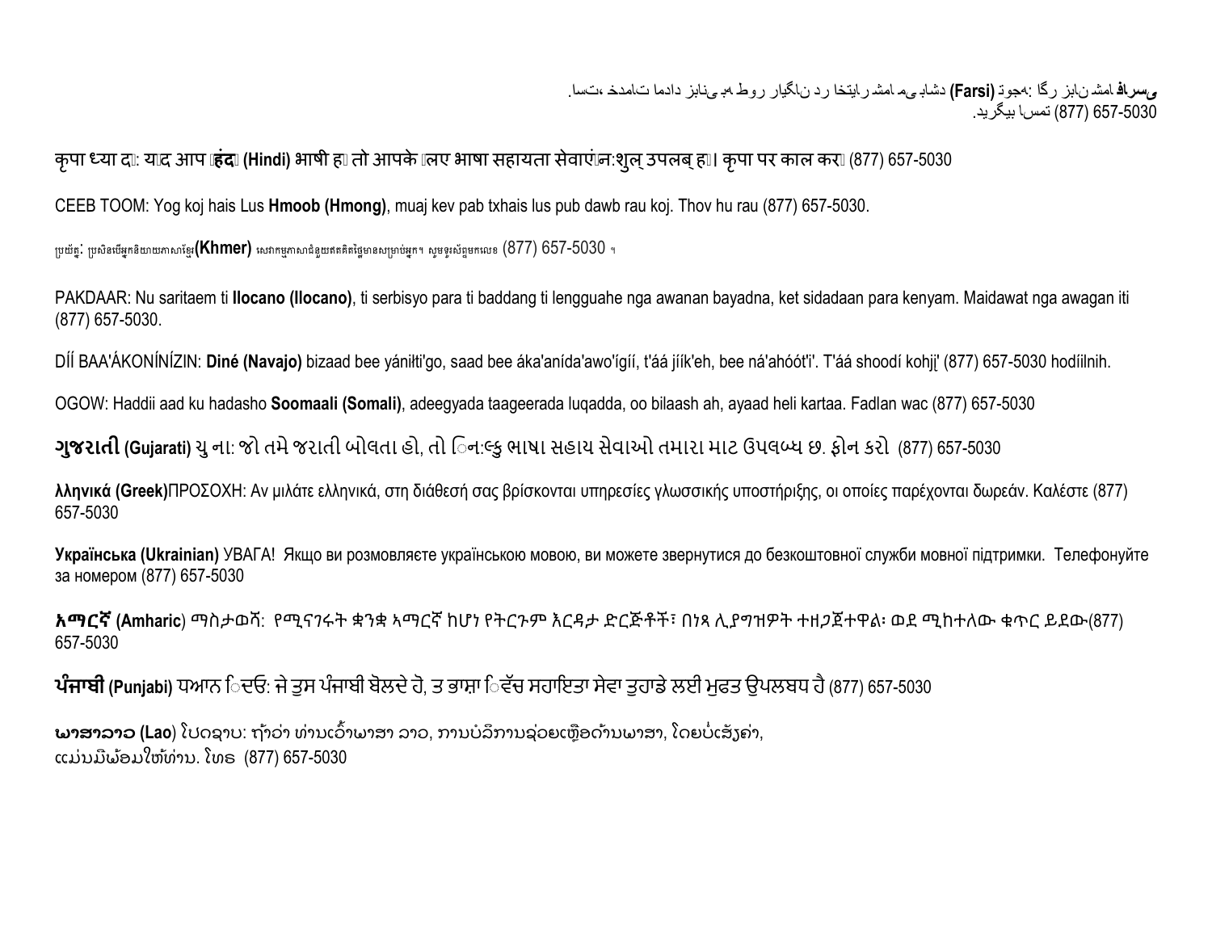**فارسی (Farsi)** توجه: اگر زبان شما فارسی است، خدمات امداد زبانی به طور رایگان در اختیار شما می باشد. با (877) 657-5030 تماس بگیرید.

कृपा ध्यान दें: यदि आप **हिंदी (Hindi)** भाषी हैं तो आपके लिए भाषा सहायता सेवाएं निःशुल्क उपलब्ध हैं। कृपा पर काल करें (877) 657-5030

CEEB TOOM: Yog koj hais Lus **Hmoob (Hmong)**, muaj kev pab txhais lus pub dawb rau koj. Thov hu rau (877) 657-5030.

ប្រយ័ត្ន: ប្រសិនបើអ្នកនិយាយភាសាខ្មែរ **(Khmer)** សេវាកម្មភាសាជំនួយឥតគិតថ្លៃមានសម្រាប់អ្នក។ សូមទូរស័ព្ទមកលេខ (877) 657-5030 ។

PAKDAAR: Nu saritaem ti **Ilocano (Ilocano)**, ti serbisyo para ti baddang ti lengguahe nga awanan bayadna, ket sidadaan para kenyam. Maidawat nga awagan iti (877) 657-5030.

DÍÍ BAA'ÁKONÍNÍZIN: **Diné (Navajo)** bizaad bee yániłti'go, saad bee áka'anída'awo'ígíí, t'áá jíík'eh, bee ná'ahóót'i'. T'áá shoodí kohjį' (877) 657-5030 hodíílnih.

OGOW: Haddii aad ku hadasho **Soomaali (Somali)**, adeegyada taageerada luqadda, oo bilaash ah, ayaad heli kartaa. Fadlan wac (877) 657-5030

**ગુજરાતી (Gujarati)** સુચના: જો તમે ગુજરાતી બોલતા હો, તો નિ:શુલ્ક ભાષા સહાય સેવાઓ તમારા માટે ઉપલબ્ધ છે. ફોન કરો (877) 657-5030

**λληνικά (Greek)**ΠΡΟΣΟΧΗ: Αν μιλάτε ελληνικά, στη διάθεσή σας βρίσκονται υπηρεσίες γλωσσικής υποστήριξης, οι οποίες παρέχονται δωρεάν. Καλέστε (877) 657-5030

**Українська (Ukrainian)** УВАГА! Якщо ви розмовляєте українською мовою, ви можете звернутися до безкоштовної служби мовної підтримки. Телефонуйте за номером (877) 657-5030

**አማርኛ (Amharic**) ማስታወሻ: የሚናገሩት ቋንቋ ኣማርኛ ከሆነ የትርጉም እርዳታ ድርጅቶች፣ በነጻ ሊያግዝዎት ተዘጋጀተዋል፡ ወደ ሚከተለው ቁጥር ይደውሉ(877) 657-5030

**ਪੰਜਾਬੀ (Punjabi)** ਧਿਆਨ ਦਿਓ: ਜੇ ਤੁਸੀਂ ਪੰਜਾਬੀ ਬੋਲਦੇ ਹੋ, ਤਾਂ ਭਾਸ਼ਾ ਵਿੱਚ ਸਹਾਇਤਾ ਸੇਵਾ ਤੁਹਾਡੇ ਲਈ ਮੁਫਤ ਉਪਲਬਧ ਹੈ (877) 657-5030

**ພາສາລາວ (Lao**) ໂປດຊາບ: ຖ້າວ່າ ທ່ານເວົ້າພາສາ ລາວ, ການບໍລິການຊ່ວຍເຫຼືອດ້ານພາສາ, ໂດຍບໍ່ເສັຽຄ່າ, ແມ່ນມີພ້ອມໃຫ້ທ່ານ. ໂທຣ (877) 657-5030